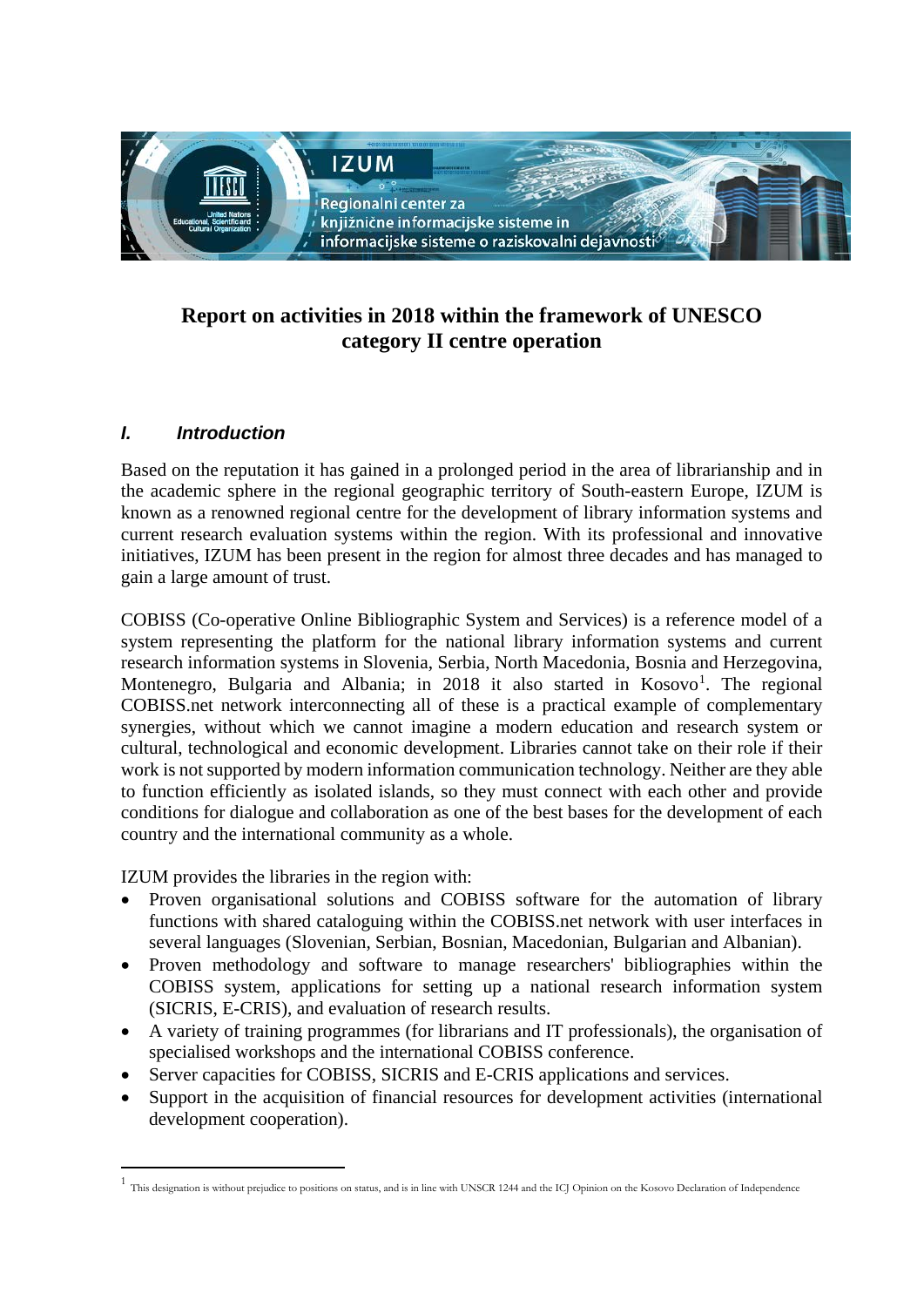# Report on activities in 2018 within the framework of UNESCO category II centre operation

## I. *Introduction*

Based on the reputation it has gained in a prolonged period in the area of librarianship and in the academic sphere in the regional geographic territory of South-eastern Europe, IZUM is known as a renowned regional centre for the development of library information systems and current research evaluation systems within the region. With its professional and innovative initiatives, IZUM has been present in the region for almost three decades and has managed to gain a large amount of trust.

COBISS (Co-operative Online Bibliographic System and Services) is a reference model of a system representing the platform for the national library information systems and current research information systems in Slovenia, Serbia, North Macedonia, Bosnia and Herzegovina, Montenegro, Bulgaria and Albania; in 2018 it also started in Kosovo[1]. The regional COBISS.net network interconnecting all of these is a practical example of complementary synergies, without which we cannot imagine a modern education and research system or cultural, technological and economic development. Libraries cannot take on their role if their work is not supported by modern information communication technology. Neither are they able to function efficiently as isolated islands, so they must connect with each other and provide conditions for dialogue and collaboration as one of the best bases for the development of each country and the international community as a whole.

IZUM provides the libraries in the region with:

- Proven organisational solutions and COBISS software for the automation of library functions with shared cataloguing within the COBISS.net network with user interfaces in several languages (Slovenian, Serbian, Bosnian, Macedonian, Bulgarian and Albanian).
- Proven methodology and software to manage researchers' bibliographies within the COBISS system, applications for setting up a national research information system (SICRIS, E-CRIS), and evaluation of research results.
- A variety of training programmes (for librarians and IT professionals), the organisation of specialised workshops and the international COBISS conference.
- Server capacities for COBISS, SICRIS and E-CRIS applications and services.
- Support in the acquisition of financial resources for development activities (international development cooperation).

[1] This designation is without prejudice to positions on status, and is in line with UNSCR 1244 and the ICJ Opinion on the Kosovo Declaration of Independence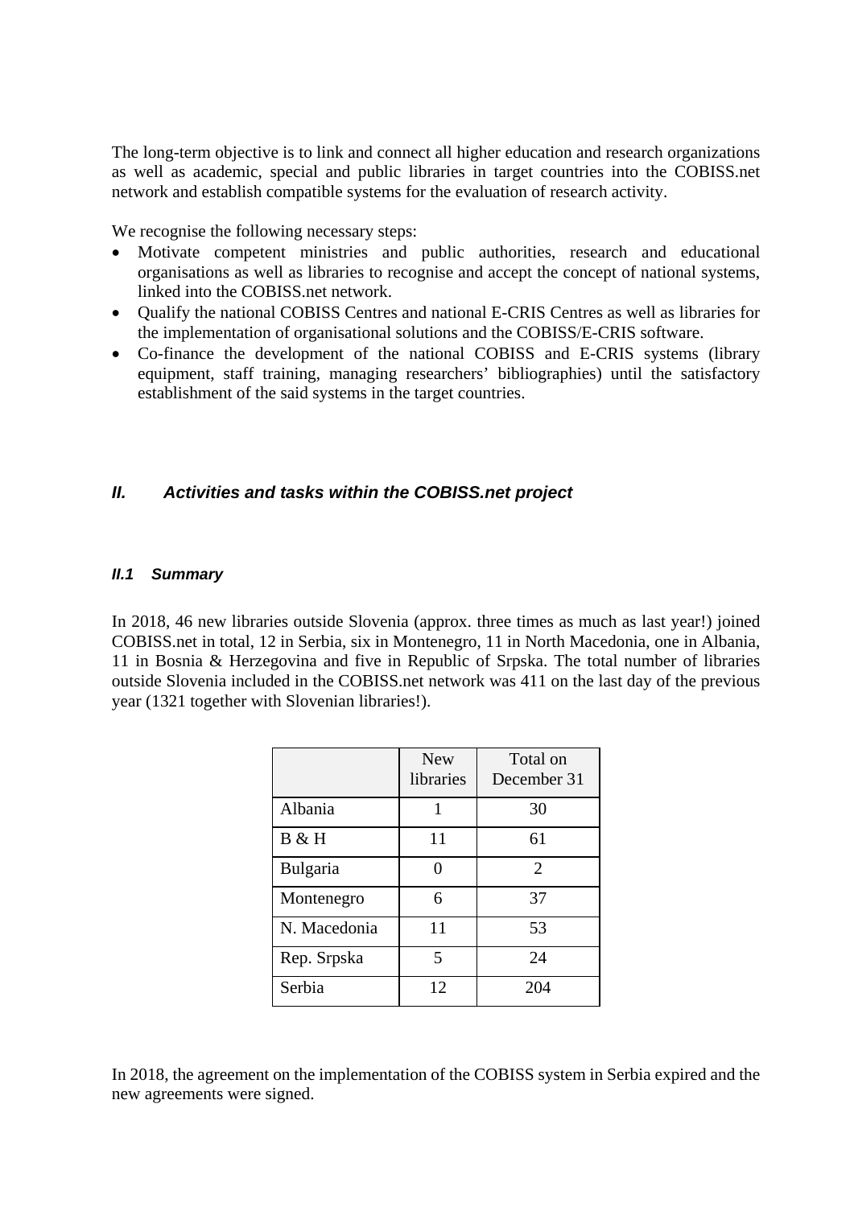The long-term objective is to link and connect all higher education and research organizations as well as academic, special and public libraries in target countries into the COBISS.net network and establish compatible systems for the evaluation of research activity.

We recognise the following necessary steps:

- Motivate competent ministries and public authorities, research and educational organisations as well as libraries to recognise and accept the concept of national systems, linked into the COBISS.net network.
- Qualify the national COBISS Centres and national E-CRIS Centres as well as libraries for the implementation of organisational solutions and the COBISS/E-CRIS software.
- Co-finance the development of the national COBISS and E-CRIS systems (library equipment, staff training, managing researchers' bibliographies) until the satisfactory establishment of the said systems in the target countries.

## *II. Activities and tasks within the COBISS.net project*

### *II.1 Summary*

In 2018, 46 new libraries outside Slovenia (approx. three times as much as last year!) joined COBISS.net in total, 12 in Serbia, six in Montenegro, 11 in North Macedonia, one in Albania, 11 in Bosnia & Herzegovina and five in Republic of Srpska. The total number of libraries outside Slovenia included in the COBISS.net network was 411 on the last day of the previous year (1321 together with Slovenian libraries!).

| | New libraries | Total on December 31 |
|---|---|---|
| Albania | 1 | 30 |
| B & H | 11 | 61 |
| Bulgaria | 0 | 2 |
| Montenegro | 6 | 37 |
| N. Macedonia | 11 | 53 |
| Rep. Srpska | 5 | 24 |
| Serbia | 12 | 204 |

In 2018, the agreement on the implementation of the COBISS system in Serbia expired and the new agreements were signed.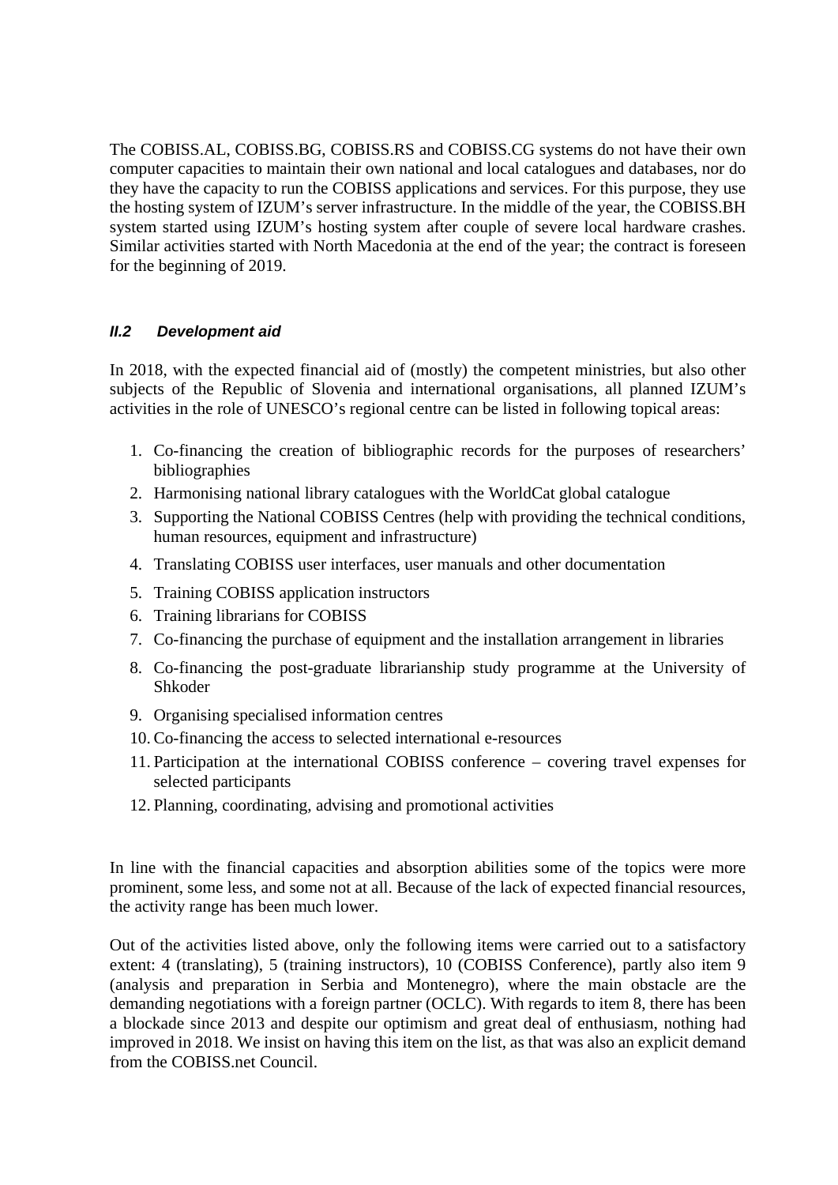The COBISS.AL, COBISS.BG, COBISS.RS and COBISS.CG systems do not have their own computer capacities to maintain their own national and local catalogues and databases, nor do they have the capacity to run the COBISS applications and services. For this purpose, they use the hosting system of IZUM's server infrastructure. In the middle of the year, the COBISS.BH system started using IZUM's hosting system after couple of severe local hardware crashes. Similar activities started with North Macedonia at the end of the year; the contract is foreseen for the beginning of 2019.

### *II.2 Development aid*

In 2018, with the expected financial aid of (mostly) the competent ministries, but also other subjects of the Republic of Slovenia and international organisations, all planned IZUM's activities in the role of UNESCO's regional centre can be listed in following topical areas:

1. Co-financing the creation of bibliographic records for the purposes of researchers' bibliographies
2. Harmonising national library catalogues with the WorldCat global catalogue
3. Supporting the National COBISS Centres (help with providing the technical conditions, human resources, equipment and infrastructure)
4. Translating COBISS user interfaces, user manuals and other documentation
5. Training COBISS application instructors
6. Training librarians for COBISS
7. Co-financing the purchase of equipment and the installation arrangement in libraries
8. Co-financing the post-graduate librarianship study programme at the University of Shkoder
9. Organising specialised information centres
10. Co-financing the access to selected international e-resources
11. Participation at the international COBISS conference – covering travel expenses for selected participants
12. Planning, coordinating, advising and promotional activities

In line with the financial capacities and absorption abilities some of the topics were more prominent, some less, and some not at all. Because of the lack of expected financial resources, the activity range has been much lower.

Out of the activities listed above, only the following items were carried out to a satisfactory extent: 4 (translating), 5 (training instructors), 10 (COBISS Conference), partly also item 9 (analysis and preparation in Serbia and Montenegro), where the main obstacle are the demanding negotiations with a foreign partner (OCLC). With regards to item 8, there has been a blockade since 2013 and despite our optimism and great deal of enthusiasm, nothing had improved in 2018. We insist on having this item on the list, as that was also an explicit demand from the COBISS.net Council.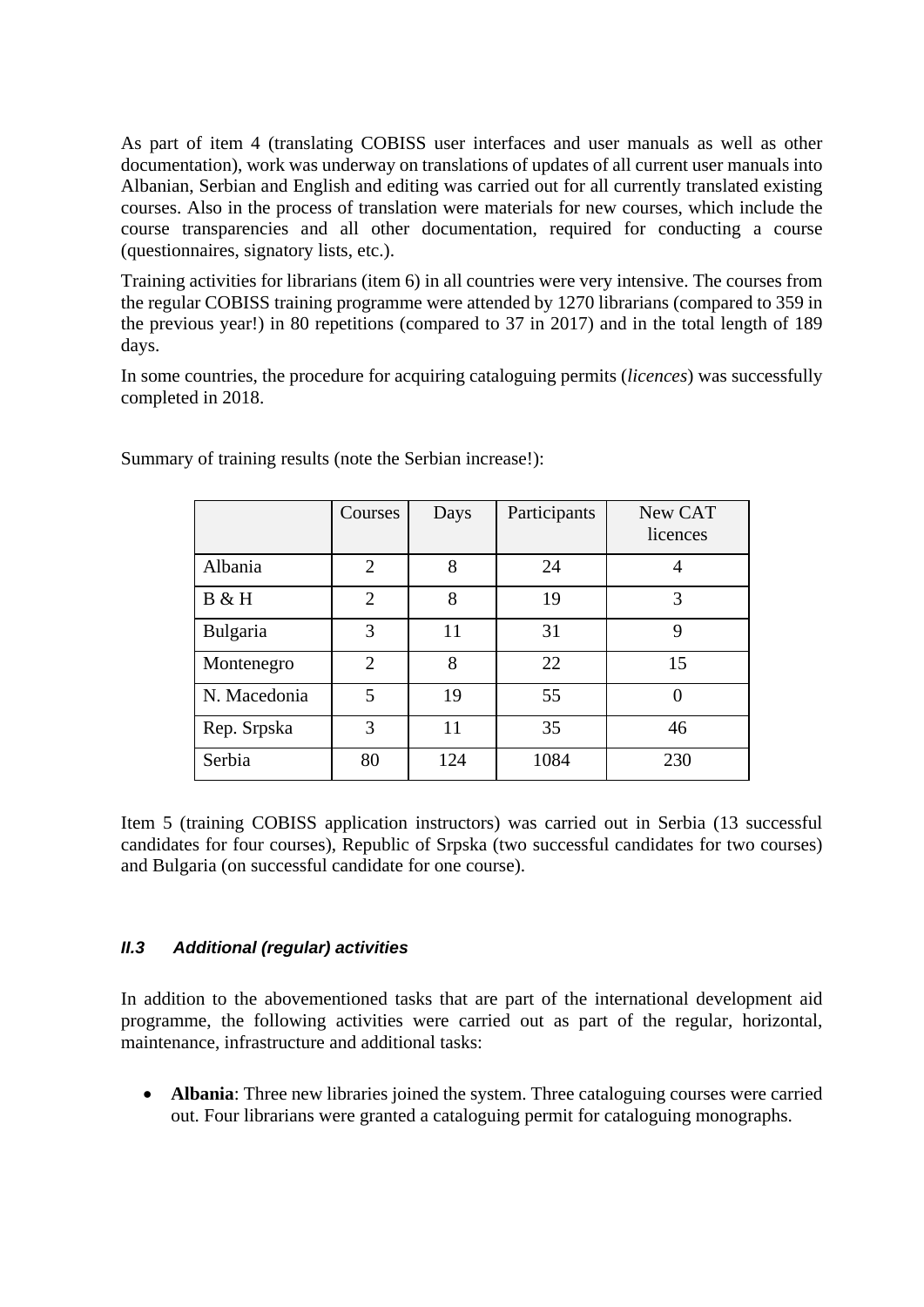As part of item 4 (translating COBISS user interfaces and user manuals as well as other documentation), work was underway on translations of updates of all current user manuals into Albanian, Serbian and English and editing was carried out for all currently translated existing courses. Also in the process of translation were materials for new courses, which include the course transparencies and all other documentation, required for conducting a course (questionnaires, signatory lists, etc.).

Training activities for librarians (item 6) in all countries were very intensive. The courses from the regular COBISS training programme were attended by 1270 librarians (compared to 359 in the previous year!) in 80 repetitions (compared to 37 in 2017) and in the total length of 189 days.

In some countries, the procedure for acquiring cataloguing permits (*licences*) was successfully completed in 2018.

Summary of training results (note the Serbian increase!):

| | Courses | Days | Participants | New CAT licences |
|---|---|---|---|---|
| Albania | 2 | 8 | 24 | 4 |
| B & H | 2 | 8 | 19 | 3 |
| Bulgaria | 3 | 11 | 31 | 9 |
| Montenegro | 2 | 8 | 22 | 15 |
| N. Macedonia | 5 | 19 | 55 | 0 |
| Rep. Srpska | 3 | 11 | 35 | 46 |
| Serbia | 80 | 124 | 1084 | 230 |

Item 5 (training COBISS application instructors) was carried out in Serbia (13 successful candidates for four courses), Republic of Srpska (two successful candidates for two courses) and Bulgaria (on successful candidate for one course).

### *II.3 Additional (regular) activities*

In addition to the abovementioned tasks that are part of the international development aid programme, the following activities were carried out as part of the regular, horizontal, maintenance, infrastructure and additional tasks:

- **Albania**: Three new libraries joined the system. Three cataloguing courses were carried out. Four librarians were granted a cataloguing permit for cataloguing monographs.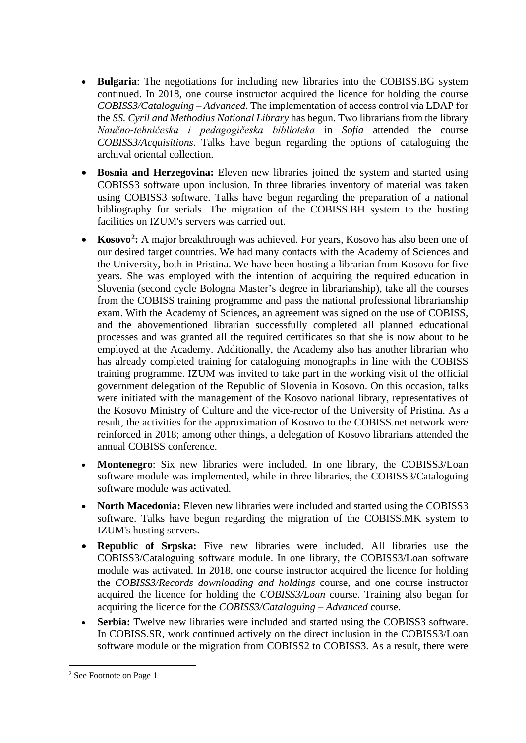- **Bulgaria**: The negotiations for including new libraries into the COBISS.BG system continued. In 2018, one course instructor acquired the licence for holding the course *COBISS3/Cataloguing – Advanced*. The implementation of access control via LDAP for the *SS. Cyril and Methodius National Library* has begun. Two librarians from the library *Naučno-tehničeska i pedagogičeska biblioteka* in *Sofia* attended the course *COBISS3/Acquisitions.* Talks have begun regarding the options of cataloguing the archival oriental collection.
- **Bosnia and Herzegovina:** Eleven new libraries joined the system and started using COBISS3 software upon inclusion. In three libraries inventory of material was taken using COBISS3 software. Talks have begun regarding the preparation of a national bibliography for serials. The migration of the COBISS.BH system to the hosting facilities on IZUM's servers was carried out.
- **Kosovo[2]:** A major breakthrough was achieved. For years, Kosovo has also been one of our desired target countries. We had many contacts with the Academy of Sciences and the University, both in Pristina. We have been hosting a librarian from Kosovo for five years. She was employed with the intention of acquiring the required education in Slovenia (second cycle Bologna Master's degree in librarianship), take all the courses from the COBISS training programme and pass the national professional librarianship exam. With the Academy of Sciences, an agreement was signed on the use of COBISS, and the abovementioned librarian successfully completed all planned educational processes and was granted all the required certificates so that she is now about to be employed at the Academy. Additionally, the Academy also has another librarian who has already completed training for cataloguing monographs in line with the COBISS training programme. IZUM was invited to take part in the working visit of the official government delegation of the Republic of Slovenia in Kosovo. On this occasion, talks were initiated with the management of the Kosovo national library, representatives of the Kosovo Ministry of Culture and the vice-rector of the University of Pristina. As a result, the activities for the approximation of Kosovo to the COBISS.net network were reinforced in 2018; among other things, a delegation of Kosovo librarians attended the annual COBISS conference.
- **Montenegro**: Six new libraries were included. In one library, the COBISS3/Loan software module was implemented, while in three libraries, the COBISS3/Cataloguing software module was activated.
- **North Macedonia:** Eleven new libraries were included and started using the COBISS3 software. Talks have begun regarding the migration of the COBISS.MK system to IZUM's hosting servers.
- **Republic of Srpska:** Five new libraries were included. All libraries use the COBISS3/Cataloguing software module. In one library, the COBISS3/Loan software module was activated. In 2018, one course instructor acquired the licence for holding the *COBISS3/Records downloading and holdings* course, and one course instructor acquired the licence for holding the *COBISS3/Loan* course. Training also began for acquiring the licence for the *COBISS3/Cataloguing – Advanced* course.
- **Serbia:** Twelve new libraries were included and started using the COBISS3 software. In COBISS.SR, work continued actively on the direct inclusion in the COBISS3/Loan software module or the migration from COBISS2 to COBISS3. As a result, there were

[2] See Footnote on Page 1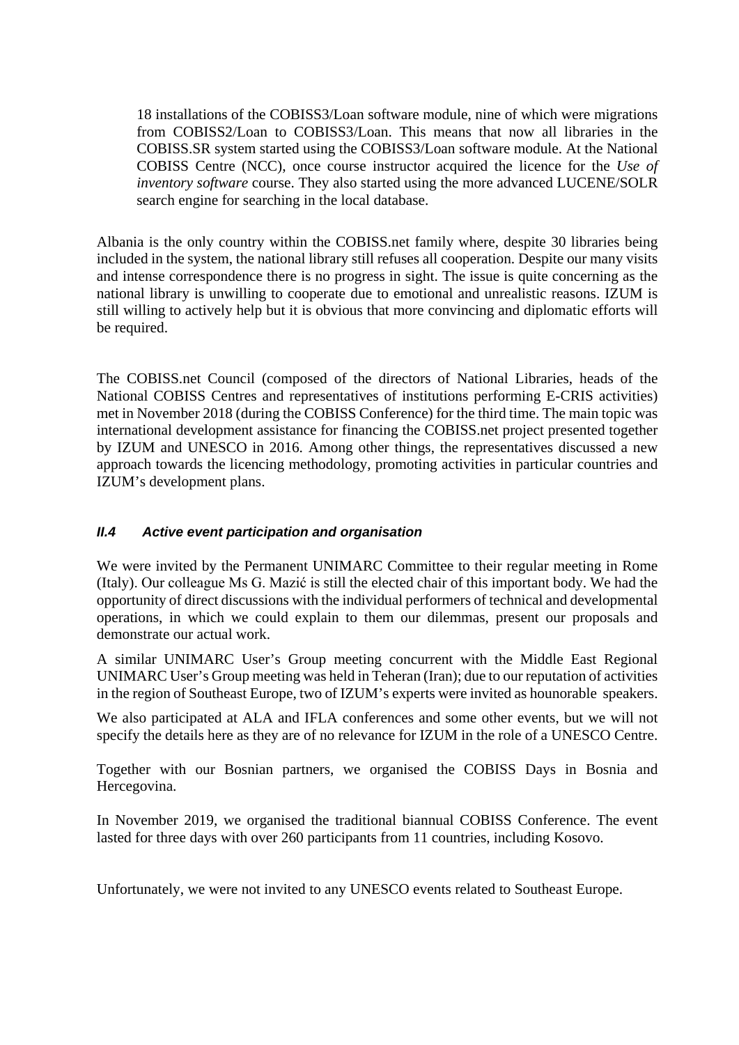18 installations of the COBISS3/Loan software module, nine of which were migrations from COBISS2/Loan to COBISS3/Loan. This means that now all libraries in the COBISS.SR system started using the COBISS3/Loan software module. At the National COBISS Centre (NCC), once course instructor acquired the licence for the *Use of inventory software* course. They also started using the more advanced LUCENE/SOLR search engine for searching in the local database.

Albania is the only country within the COBISS.net family where, despite 30 libraries being included in the system, the national library still refuses all cooperation. Despite our many visits and intense correspondence there is no progress in sight. The issue is quite concerning as the national library is unwilling to cooperate due to emotional and unrealistic reasons. IZUM is still willing to actively help but it is obvious that more convincing and diplomatic efforts will be required.

The COBISS.net Council (composed of the directors of National Libraries, heads of the National COBISS Centres and representatives of institutions performing E-CRIS activities) met in November 2018 (during the COBISS Conference) for the third time. The main topic was international development assistance for financing the COBISS.net project presented together by IZUM and UNESCO in 2016. Among other things, the representatives discussed a new approach towards the licencing methodology, promoting activities in particular countries and IZUM's development plans.

### II.4 Active event participation and organisation

We were invited by the Permanent UNIMARC Committee to their regular meeting in Rome (Italy). Our colleague Ms G. Mazić is still the elected chair of this important body. We had the opportunity of direct discussions with the individual performers of technical and developmental operations, in which we could explain to them our dilemmas, present our proposals and demonstrate our actual work.

A similar UNIMARC User's Group meeting concurrent with the Middle East Regional UNIMARC User's Group meeting was held in Teheran (Iran); due to our reputation of activities in the region of Southeast Europe, two of IZUM's experts were invited as hounorable speakers.

We also participated at ALA and IFLA conferences and some other events, but we will not specify the details here as they are of no relevance for IZUM in the role of a UNESCO Centre.

Together with our Bosnian partners, we organised the COBISS Days in Bosnia and Hercegovina.

In November 2019, we organised the traditional biannual COBISS Conference. The event lasted for three days with over 260 participants from 11 countries, including Kosovo.

Unfortunately, we were not invited to any UNESCO events related to Southeast Europe.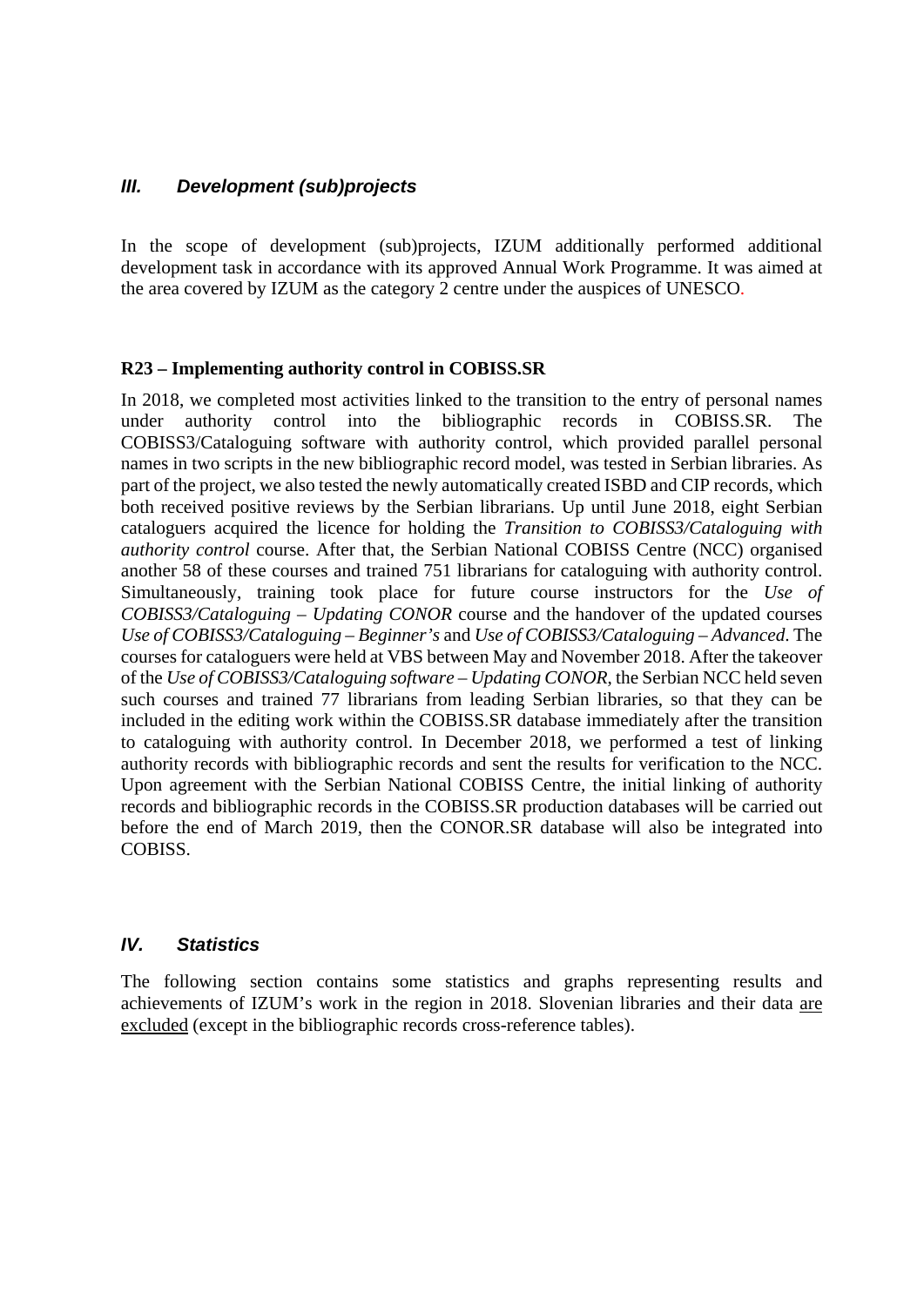## *III. Development (sub)projects*

In the scope of development (sub)projects, IZUM additionally performed additional development task in accordance with its approved Annual Work Programme. It was aimed at the area covered by IZUM as the category 2 centre under the auspices of UNESCO.

**R23 – Implementing authority control in COBISS.SR**

In 2018, we completed most activities linked to the transition to the entry of personal names under authority control into the bibliographic records in COBISS.SR. The COBISS3/Cataloguing software with authority control, which provided parallel personal names in two scripts in the new bibliographic record model, was tested in Serbian libraries. As part of the project, we also tested the newly automatically created ISBD and CIP records, which both received positive reviews by the Serbian librarians. Up until June 2018, eight Serbian cataloguers acquired the licence for holding the *Transition to COBISS3/Cataloguing with authority control* course. After that, the Serbian National COBISS Centre (NCC) organised another 58 of these courses and trained 751 librarians for cataloguing with authority control. Simultaneously, training took place for future course instructors for the *Use of COBISS3/Cataloguing – Updating CONOR* course and the handover of the updated courses *Use of COBISS3/Cataloguing – Beginner's* and *Use of COBISS3/Cataloguing – Advanced*. The courses for cataloguers were held at VBS between May and November 2018. After the takeover of the *Use of COBISS3/Cataloguing software – Updating CONOR*, the Serbian NCC held seven such courses and trained 77 librarians from leading Serbian libraries, so that they can be included in the editing work within the COBISS.SR database immediately after the transition to cataloguing with authority control. In December 2018, we performed a test of linking authority records with bibliographic records and sent the results for verification to the NCC. Upon agreement with the Serbian National COBISS Centre, the initial linking of authority records and bibliographic records in the COBISS.SR production databases will be carried out before the end of March 2019, then the CONOR.SR database will also be integrated into COBISS.

## *IV. Statistics*

The following section contains some statistics and graphs representing results and achievements of IZUM's work in the region in 2018. Slovenian libraries and their data are excluded (except in the bibliographic records cross-reference tables).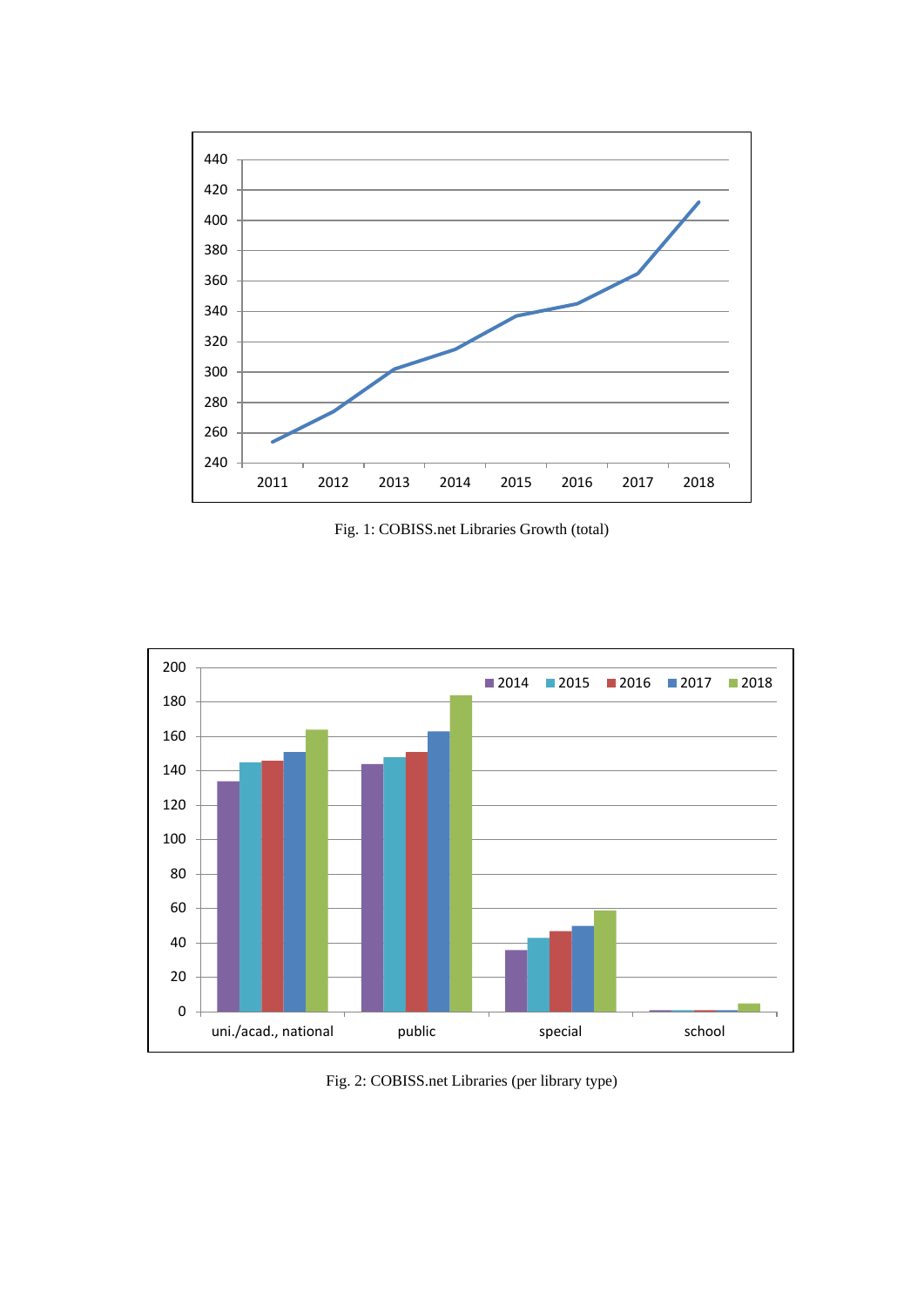Fig. 1: COBISS.net Libraries Growth (total)

Fig. 2: COBISS.net Libraries (per library type)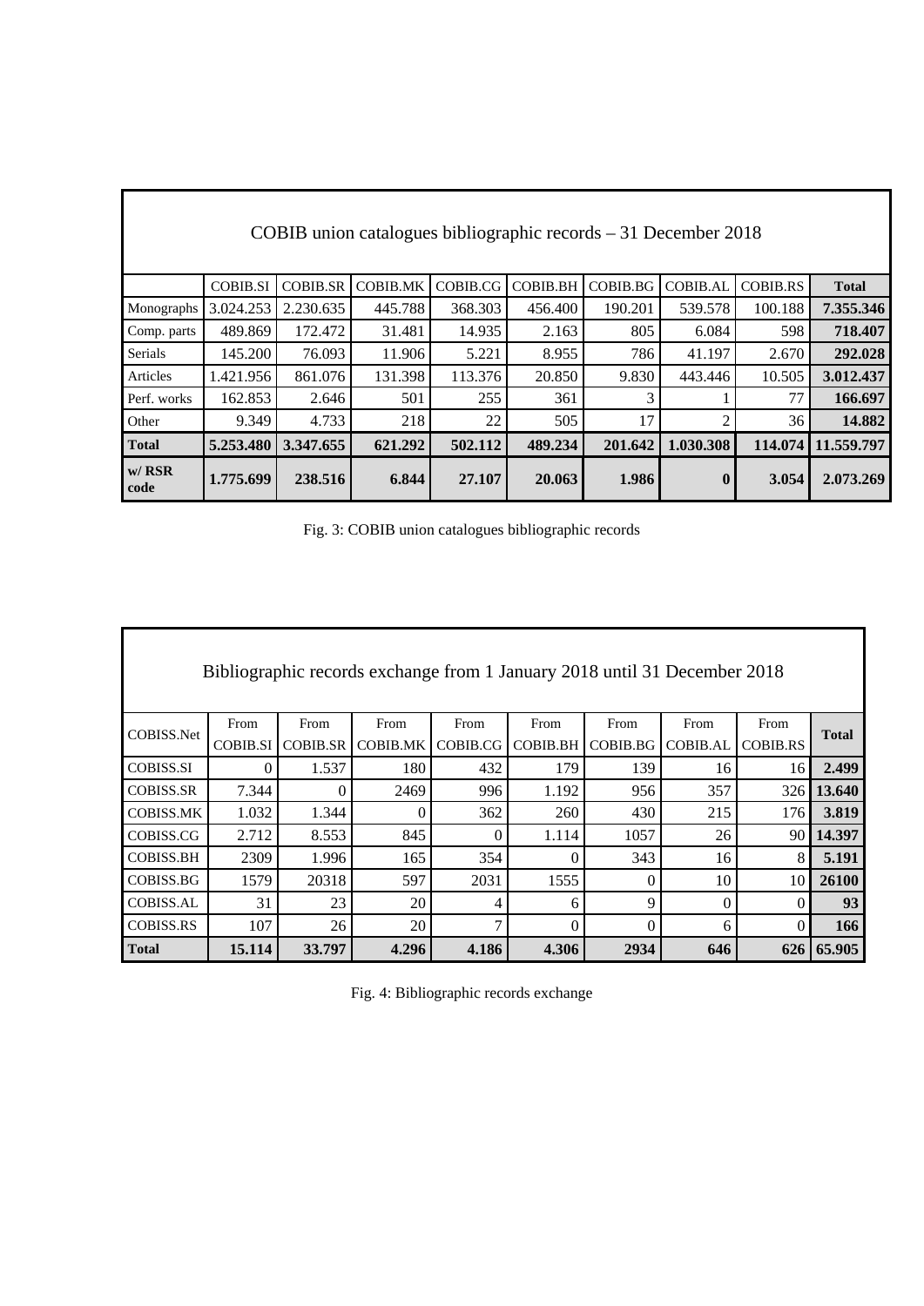| COBIB union catalogues bibliographic records – 31 December 2018 | | | | | | | | | |
|---|---|---|---|---|---|---|---|---|---|
| | COBIB.SI | COBIB.SR | COBIB.MK | COBIB.CG | COBIB.BH | COBIB.BG | COBIB.AL | COBIB.RS | **Total** |
| Monographs | 3.024.253 | 2.230.635 | 445.788 | 368.303 | 456.400 | 190.201 | 539.578 | 100.188 | **7.355.346** |
| Comp. parts | 489.869 | 172.472 | 31.481 | 14.935 | 2.163 | 805 | 6.084 | 598 | **718.407** |
| Serials | 145.200 | 76.093 | 11.906 | 5.221 | 8.955 | 786 | 41.197 | 2.670 | **292.028** |
| Articles | 1.421.956 | 861.076 | 131.398 | 113.376 | 20.850 | 9.830 | 443.446 | 10.505 | **3.012.437** |
| Perf. works | 162.853 | 2.646 | 501 | 255 | 361 | 3 | 1 | 77 | **166.697** |
| Other | 9.349 | 4.733 | 218 | 22 | 505 | 17 | 2 | 36 | **14.882** |
| **Total** | **5.253.480** | **3.347.655** | **621.292** | **502.112** | **489.234** | **201.642** | **1.030.308** | **114.074** | **11.559.797** |
| **w/ RSR code** | **1.775.699** | **238.516** | **6.844** | **27.107** | **20.063** | **1.986** | **0** | **3.054** | **2.073.269** |

Fig. 3: COBIB union catalogues bibliographic records

| Bibliographic records exchange from 1 January 2018 until 31 December 2018 | | | | | | | | | |
|---|---|---|---|---|---|---|---|---|---|
| COBISS.Net | From COBIB.SI | From COBIB.SR | From COBIB.MK | From COBIB.CG | From COBIB.BH | From COBIB.BG | From COBIB.AL | From COBIB.RS | **Total** |
| COBISS.SI | 0 | 1.537 | 180 | 432 | 179 | 139 | 16 | 16 | **2.499** |
| COBISS.SR | 7.344 | 0 | 2469 | 996 | 1.192 | 956 | 357 | 326 | **13.640** |
| COBISS.MK | 1.032 | 1.344 | 0 | 362 | 260 | 430 | 215 | 176 | **3.819** |
| COBISS.CG | 2.712 | 8.553 | 845 | 0 | 1.114 | 1057 | 26 | 90 | **14.397** |
| COBISS.BH | 2309 | 1.996 | 165 | 354 | 0 | 343 | 16 | 8 | **5.191** |
| COBISS.BG | 1579 | 20318 | 597 | 2031 | 1555 | 0 | 10 | 10 | **26100** |
| COBISS.AL | 31 | 23 | 20 | 4 | 6 | 9 | 0 | 0 | **93** |
| COBISS.RS | 107 | 26 | 20 | 7 | 0 | 0 | 6 | 0 | **166** |
| **Total** | **15.114** | **33.797** | **4.296** | **4.186** | **4.306** | **2934** | **646** | **626** | **65.905** |

Fig. 4: Bibliographic records exchange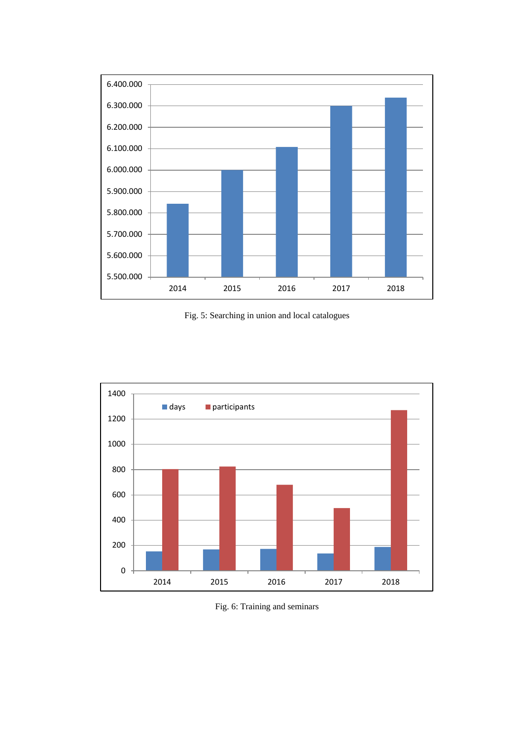Fig. 5: Searching in union and local catalogues

Fig. 6: Training and seminars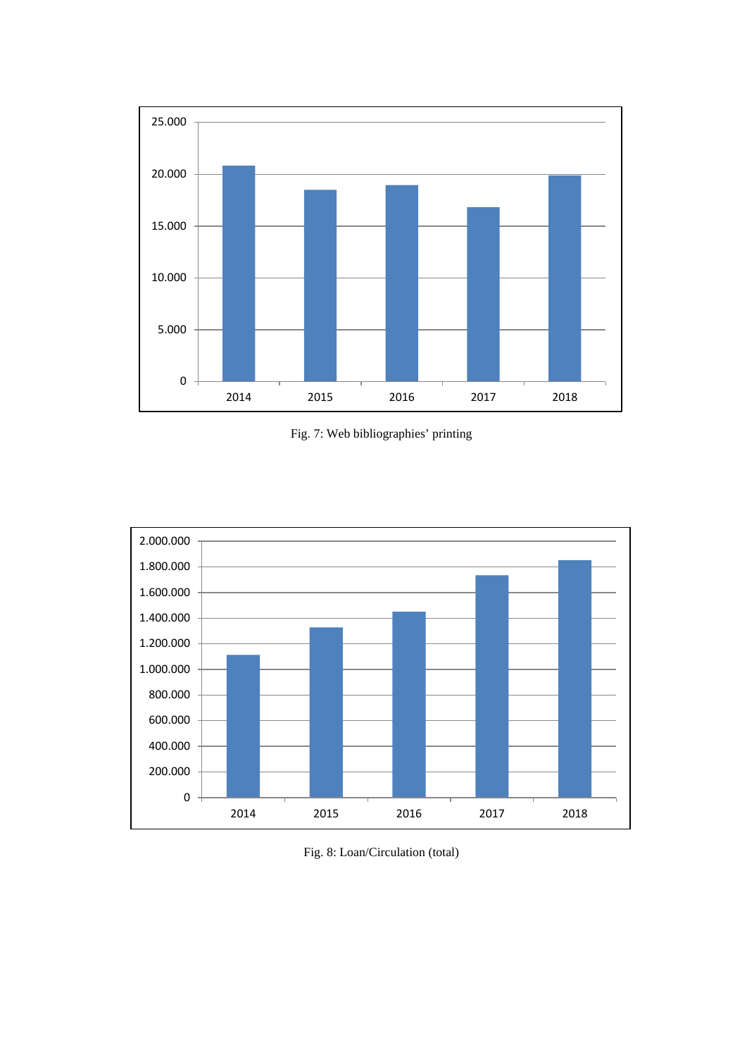Fig. 7: Web bibliographies' printing

Fig. 8: Loan/Circulation (total)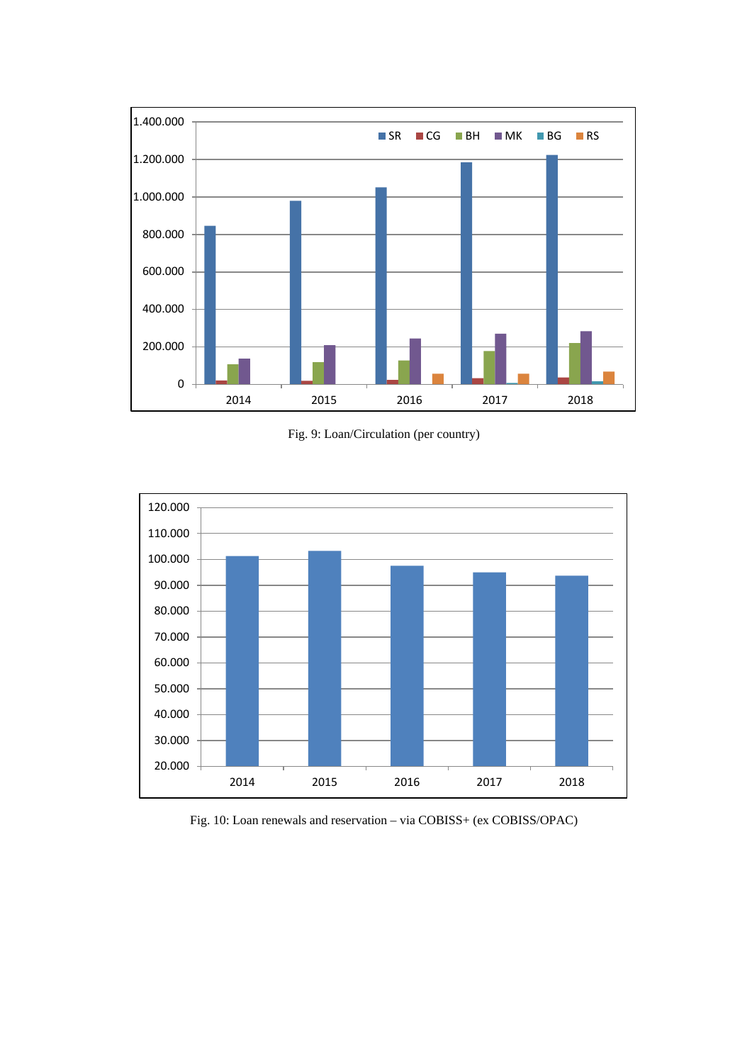Fig. 9: Loan/Circulation (per country)

Fig. 10: Loan renewals and reservation – via COBISS+ (ex COBISS/OPAC)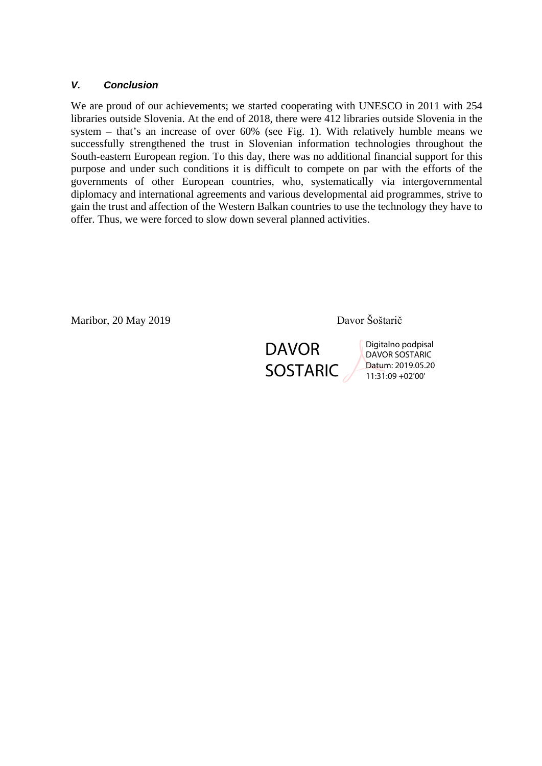## *V. Conclusion*

We are proud of our achievements; we started cooperating with UNESCO in 2011 with 254 libraries outside Slovenia. At the end of 2018, there were 412 libraries outside Slovenia in the system – that's an increase of over 60% (see Fig. 1). With relatively humble means we successfully strengthened the trust in Slovenian information technologies throughout the South-eastern European region. To this day, there was no additional financial support for this purpose and under such conditions it is difficult to compete on par with the efforts of the governments of other European countries, who, systematically via intergovernmental diplomacy and international agreements and various developmental aid programmes, strive to gain the trust and affection of the Western Balkan countries to use the technology they have to offer. Thus, we were forced to slow down several planned activities.

Maribor, 20 May 2019

Davor Šoštarič

DAVOR SOSTARIC

Digitalno podpisal DAVOR SOSTARIC
Datum: 2019.05.20 11:31:09 +02'00'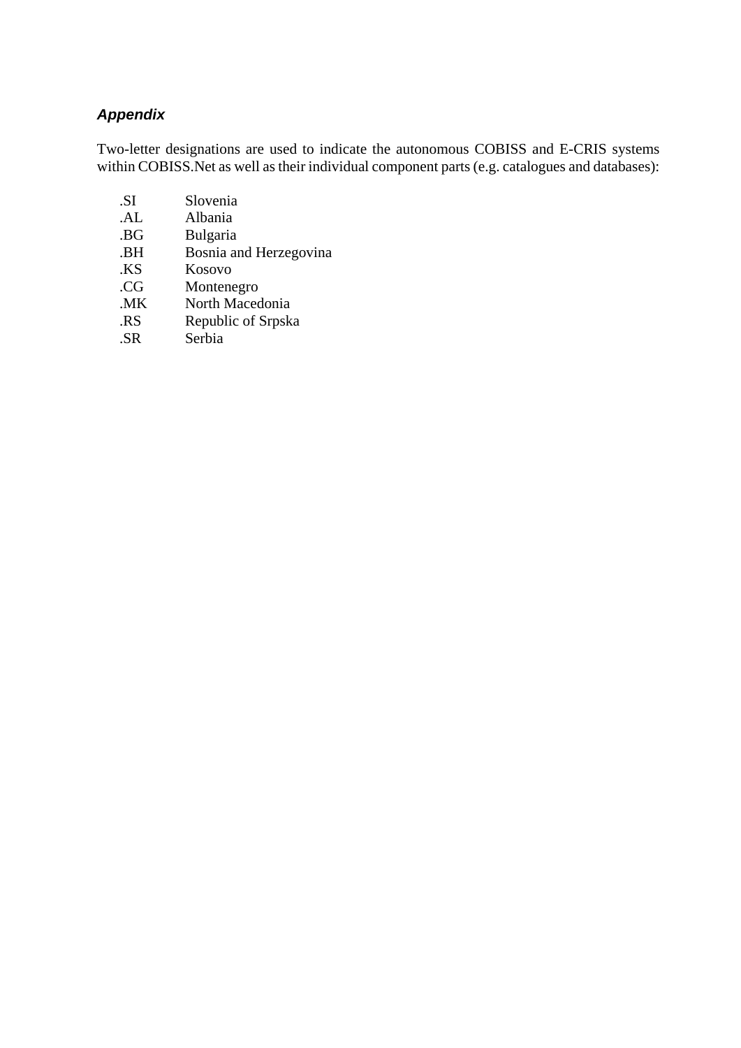### *Appendix*

Two-letter designations are used to indicate the autonomous COBISS and E-CRIS systems within COBISS.Net as well as their individual component parts (e.g. catalogues and databases):

| | |
|---|---|
| .SI | Slovenia |
| .AL | Albania |
| .BG | Bulgaria |
| .BH | Bosnia and Herzegovina |
| .KS | Kosovo |
| .CG | Montenegro |
| .MK | North Macedonia |
| .RS | Republic of Srpska |
| .SR | Serbia |